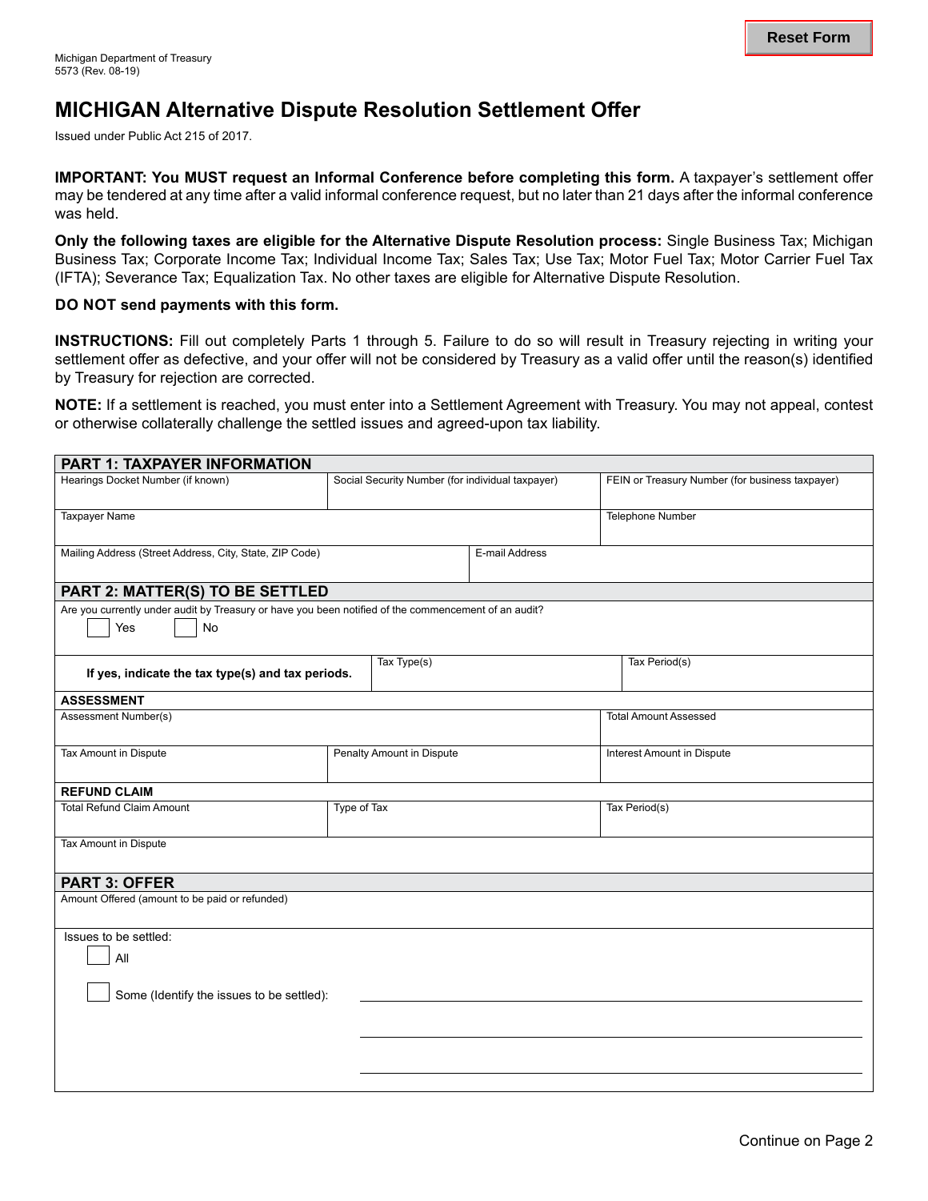Michigan Department of Treasury
5573 (Rev. 08-19)

# MICHIGAN Alternative Dispute Resolution Settlement Offer

Issued under Public Act 215 of 2017.

**IMPORTANT: You MUST request an Informal Conference before completing this form.** A taxpayer's settlement offer may be tendered at any time after a valid informal conference request, but no later than 21 days after the informal conference was held.

**Only the following taxes are eligible for the Alternative Dispute Resolution process:** Single Business Tax; Michigan Business Tax; Corporate Income Tax; Individual Income Tax; Sales Tax; Use Tax; Motor Fuel Tax; Motor Carrier Fuel Tax (IFTA); Severance Tax; Equalization Tax. No other taxes are eligible for Alternative Dispute Resolution.

**DO NOT send payments with this form.**

**INSTRUCTIONS:** Fill out completely Parts 1 through 5. Failure to do so will result in Treasury rejecting in writing your settlement offer as defective, and your offer will not be considered by Treasury as a valid offer until the reason(s) identified by Treasury for rejection are corrected.

**NOTE:** If a settlement is reached, you must enter into a Settlement Agreement with Treasury. You may not appeal, contest or otherwise collaterally challenge the settled issues and agreed-upon tax liability.

## PART 1: TAXPAYER INFORMATION

| Hearings Docket Number (if known) | Social Security Number (for individual taxpayer) | FEIN or Treasury Number (for business taxpayer) |
|---|---|---|
| | | |

| Taxpayer Name | Telephone Number |
|---|---|
| | |

| Mailing Address (Street Address, City, State, ZIP Code) | E-mail Address |
|---|---|
| | |

## PART 2: MATTER(S) TO BE SETTLED

Are you currently under audit by Treasury or have you been notified of the commencement of an audit?

☐ Yes ☐ No

| **If yes, indicate the tax type(s) and tax periods.** | Tax Type(s) | Tax Period(s) |
|---|---|---|

**ASSESSMENT**

| Assessment Number(s) | | Total Amount Assessed |
|---|---|---|
| | | |
| Tax Amount in Dispute | Penalty Amount in Dispute | Interest Amount in Dispute |
| | | |

**REFUND CLAIM**

| Total Refund Claim Amount | Type of Tax | Tax Period(s) |
|---|---|---|
| | | |
| Tax Amount in Dispute | | |
| | | |

## PART 3: OFFER

Amount Offered (amount to be paid or refunded)

Issues to be settled:

☐ All

☐ Some (Identify the issues to be settled): ________________________________

________________________________

________________________________

Continue on Page 2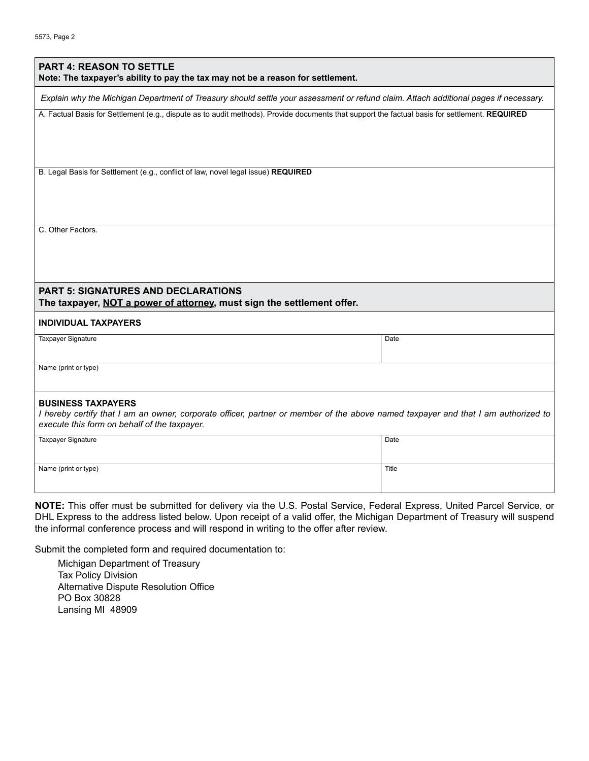## PART 4: REASON TO SETTLE

**Note: The taxpayer's ability to pay the tax may not be a reason for settlement.**

*Explain why the Michigan Department of Treasury should settle your assessment or refund claim. Attach additional pages if necessary.*

A. Factual Basis for Settlement (e.g., dispute as to audit methods). Provide documents that support the factual basis for settlement. **REQUIRED**

B. Legal Basis for Settlement (e.g., conflict of law, novel legal issue) **REQUIRED**

C. Other Factors.

## PART 5: SIGNATURES AND DECLARATIONS

**The taxpayer, NOT a power of attorney, must sign the settlement offer.**

### INDIVIDUAL TAXPAYERS

| Taxpayer Signature | Date |
|---|---|
| | |

| Name (print or type) |
|---|
| |

### BUSINESS TAXPAYERS

*I hereby certify that I am an owner, corporate officer, partner or member of the above named taxpayer and that I am authorized to execute this form on behalf of the taxpayer.*

| Taxpayer Signature | Date |
|---|---|
| | |

| Name (print or type) | Title |
|---|---|
| | |

**NOTE:** This offer must be submitted for delivery via the U.S. Postal Service, Federal Express, United Parcel Service, or DHL Express to the address listed below. Upon receipt of a valid offer, the Michigan Department of Treasury will suspend the informal conference process and will respond in writing to the offer after review.

Submit the completed form and required documentation to:

Michigan Department of Treasury
Tax Policy Division
Alternative Dispute Resolution Office
PO Box 30828
Lansing MI 48909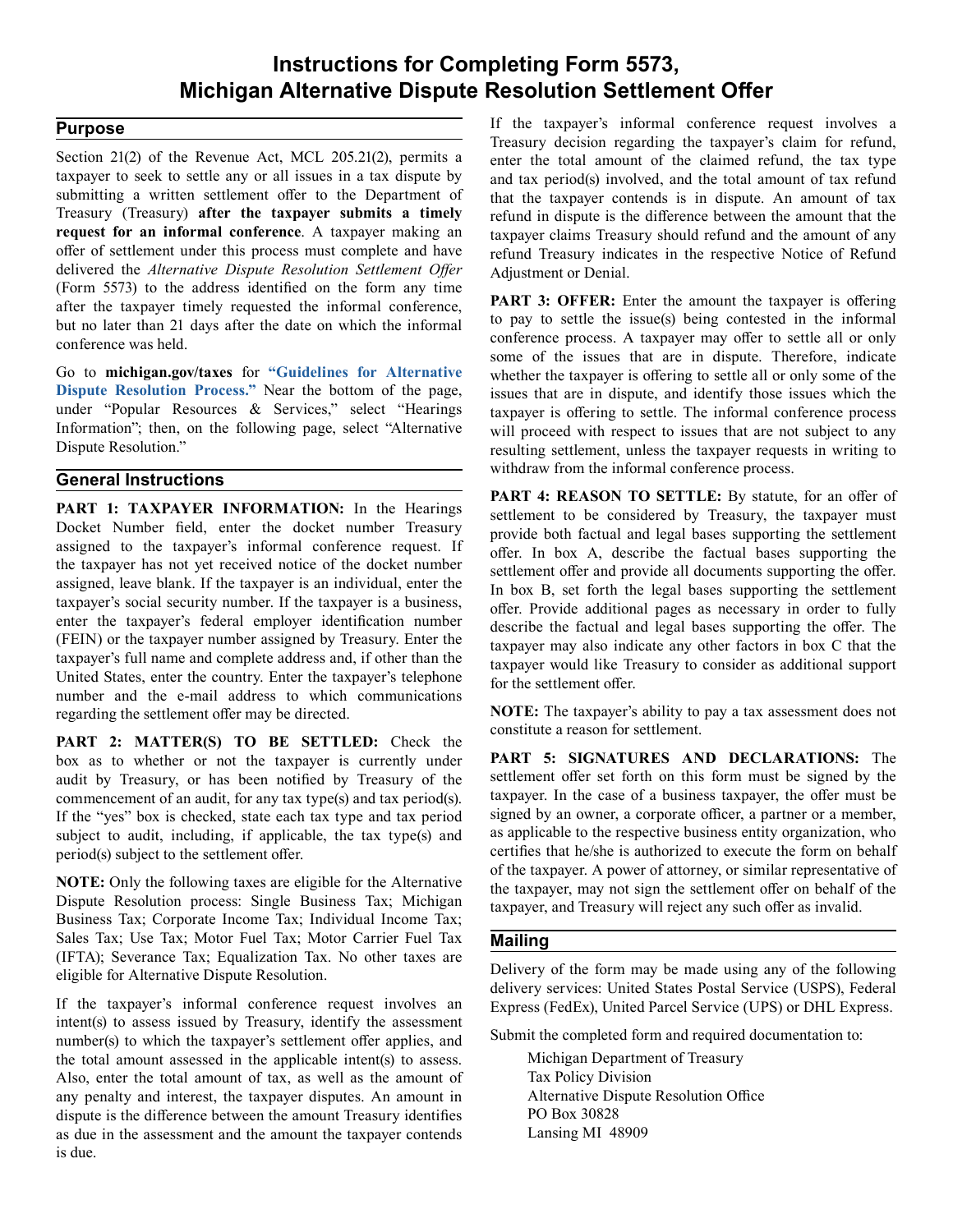# Instructions for Completing Form 5573, Michigan Alternative Dispute Resolution Settlement Offer

## Purpose

Section 21(2) of the Revenue Act, MCL 205.21(2), permits a taxpayer to seek to settle any or all issues in a tax dispute by submitting a written settlement offer to the Department of Treasury (Treasury) **after the taxpayer submits a timely request for an informal conference**. A taxpayer making an offer of settlement under this process must complete and have delivered the *Alternative Dispute Resolution Settlement Offer* (Form 5573) to the address identified on the form any time after the taxpayer timely requested the informal conference, but no later than 21 days after the date on which the informal conference was held.

Go to **michigan.gov/taxes** for **"Guidelines for Alternative Dispute Resolution Process."** Near the bottom of the page, under "Popular Resources & Services," select "Hearings Information"; then, on the following page, select "Alternative Dispute Resolution."

## General Instructions

**PART 1: TAXPAYER INFORMATION:** In the Hearings Docket Number field, enter the docket number Treasury assigned to the taxpayer's informal conference request. If the taxpayer has not yet received notice of the docket number assigned, leave blank. If the taxpayer is an individual, enter the taxpayer's social security number. If the taxpayer is a business, enter the taxpayer's federal employer identification number (FEIN) or the taxpayer number assigned by Treasury. Enter the taxpayer's full name and complete address and, if other than the United States, enter the country. Enter the taxpayer's telephone number and the e-mail address to which communications regarding the settlement offer may be directed.

**PART 2: MATTER(S) TO BE SETTLED:** Check the box as to whether or not the taxpayer is currently under audit by Treasury, or has been notified by Treasury of the commencement of an audit, for any tax type(s) and tax period(s). If the "yes" box is checked, state each tax type and tax period subject to audit, including, if applicable, the tax type(s) and period(s) subject to the settlement offer.

**NOTE:** Only the following taxes are eligible for the Alternative Dispute Resolution process: Single Business Tax; Michigan Business Tax; Corporate Income Tax; Individual Income Tax; Sales Tax; Use Tax; Motor Fuel Tax; Motor Carrier Fuel Tax (IFTA); Severance Tax; Equalization Tax. No other taxes are eligible for Alternative Dispute Resolution.

If the taxpayer's informal conference request involves an intent(s) to assess issued by Treasury, identify the assessment number(s) to which the taxpayer's settlement offer applies, and the total amount assessed in the applicable intent(s) to assess. Also, enter the total amount of tax, as well as the amount of any penalty and interest, the taxpayer disputes. An amount in dispute is the difference between the amount Treasury identifies as due in the assessment and the amount the taxpayer contends is due.

If the taxpayer's informal conference request involves a Treasury decision regarding the taxpayer's claim for refund, enter the total amount of the claimed refund, the tax type and tax period(s) involved, and the total amount of tax refund that the taxpayer contends is in dispute. An amount of tax refund in dispute is the difference between the amount that the taxpayer claims Treasury should refund and the amount of any refund Treasury indicates in the respective Notice of Refund Adjustment or Denial.

**PART 3: OFFER:** Enter the amount the taxpayer is offering to pay to settle the issue(s) being contested in the informal conference process. A taxpayer may offer to settle all or only some of the issues that are in dispute. Therefore, indicate whether the taxpayer is offering to settle all or only some of the issues that are in dispute, and identify those issues which the taxpayer is offering to settle. The informal conference process will proceed with respect to issues that are not subject to any resulting settlement, unless the taxpayer requests in writing to withdraw from the informal conference process.

**PART 4: REASON TO SETTLE:** By statute, for an offer of settlement to be considered by Treasury, the taxpayer must provide both factual and legal bases supporting the settlement offer. In box A, describe the factual bases supporting the settlement offer and provide all documents supporting the offer. In box B, set forth the legal bases supporting the settlement offer. Provide additional pages as necessary in order to fully describe the factual and legal bases supporting the offer. The taxpayer may also indicate any other factors in box C that the taxpayer would like Treasury to consider as additional support for the settlement offer.

**NOTE:** The taxpayer's ability to pay a tax assessment does not constitute a reason for settlement.

**PART 5: SIGNATURES AND DECLARATIONS:** The settlement offer set forth on this form must be signed by the taxpayer. In the case of a business taxpayer, the offer must be signed by an owner, a corporate officer, a partner or a member, as applicable to the respective business entity organization, who certifies that he/she is authorized to execute the form on behalf of the taxpayer. A power of attorney, or similar representative of the taxpayer, may not sign the settlement offer on behalf of the taxpayer, and Treasury will reject any such offer as invalid.

## Mailing

Delivery of the form may be made using any of the following delivery services: United States Postal Service (USPS), Federal Express (FedEx), United Parcel Service (UPS) or DHL Express.

Submit the completed form and required documentation to:

Michigan Department of Treasury
Tax Policy Division
Alternative Dispute Resolution Office
PO Box 30828
Lansing MI 48909